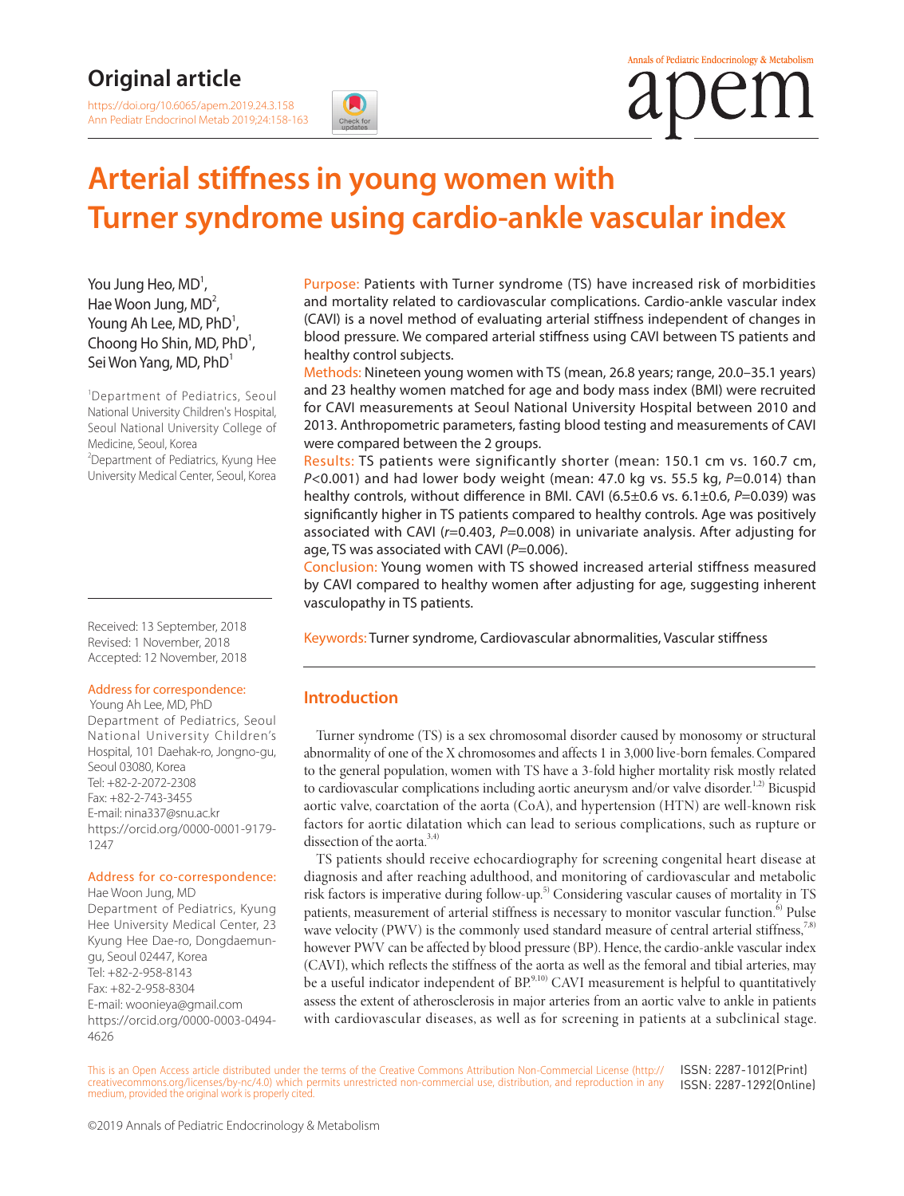## Original article

https://doi.org/10.6065/apem.2019.24.3.158
Ann Pediatr Endocrinol Metab 2019;24:158-163

# Arterial stiffness in young women with Turner syndrome using cardio-ankle vascular index

You Jung Heo, MD[1], Hae Woon Jung, MD[2], Young Ah Lee, MD, PhD[1], Choong Ho Shin, MD, PhD[1], Sei Won Yang, MD, PhD[1]

[1]Department of Pediatrics, Seoul National University Children's Hospital, Seoul National University College of Medicine, Seoul, Korea
[2]Department of Pediatrics, Kyung Hee University Medical Center, Seoul, Korea

Received: 13 September, 2018
Revised: 1 November, 2018
Accepted: 12 November, 2018

**Address for correspondence:**
Young Ah Lee, MD, PhD
Department of Pediatrics, Seoul National University Children's Hospital, 101 Daehak-ro, Jongno-gu, Seoul 03080, Korea
Tel: +82-2-2072-2308
Fax: +82-2-743-3455
E-mail: nina337@snu.ac.kr
https://orcid.org/0000-0001-9179-1247

**Address for co-correspondence:**
Hae Woon Jung, MD
Department of Pediatrics, Kyung Hee University Medical Center, 23 Kyung Hee Dae-ro, Dongdaemun-gu, Seoul 02447, Korea
Tel: +82-2-958-8143
Fax: +82-2-958-8304
E-mail: woonieya@gmail.com
https://orcid.org/0000-0003-0494-4626

**Purpose:** Patients with Turner syndrome (TS) have increased risk of morbidities and mortality related to cardiovascular complications. Cardio-ankle vascular index (CAVI) is a novel method of evaluating arterial stiffness independent of changes in blood pressure. We compared arterial stiffness using CAVI between TS patients and healthy control subjects.

**Methods:** Nineteen young women with TS (mean, 26.8 years; range, 20.0–35.1 years) and 23 healthy women matched for age and body mass index (BMI) were recruited for CAVI measurements at Seoul National University Hospital between 2010 and 2013. Anthropometric parameters, fasting blood testing and measurements of CAVI were compared between the 2 groups.

**Results:** TS patients were significantly shorter (mean: 150.1 cm vs. 160.7 cm, $P<0.001$) and had lower body weight (mean: 47.0 kg vs. 55.5 kg, $P=0.014$) than healthy controls, without difference in BMI. CAVI (6.5±0.6 vs. 6.1±0.6, $P=0.039$) was significantly higher in TS patients compared to healthy controls. Age was positively associated with CAVI ($r=0.403$, $P=0.008$) in univariate analysis. After adjusting for age, TS was associated with CAVI ($P=0.006$).

**Conclusion:** Young women with TS showed increased arterial stiffness measured by CAVI compared to healthy women after adjusting for age, suggesting inherent vasculopathy in TS patients.

**Keywords:** Turner syndrome, Cardiovascular abnormalities, Vascular stiffness

## Introduction

Turner syndrome (TS) is a sex chromosomal disorder caused by monosomy or structural abnormality of one of the X chromosomes and affects 1 in 3,000 live-born females. Compared to the general population, women with TS have a 3-fold higher mortality risk mostly related to cardiovascular complications including aortic aneurysm and/or valve disorder.[1,2] Bicuspid aortic valve, coarctation of the aorta (CoA), and hypertension (HTN) are well-known risk factors for aortic dilatation which can lead to serious complications, such as rupture or dissection of the aorta.[3,4)]

TS patients should receive echocardiography for screening congenital heart disease at diagnosis and after reaching adulthood, and monitoring of cardiovascular and metabolic risk factors is imperative during follow-up.[5] Considering vascular causes of mortality in TS patients, measurement of arterial stiffness is necessary to monitor vascular function.[6] Pulse wave velocity (PWV) is the commonly used standard measure of central arterial stiffness,[7,8] however PWV can be affected by blood pressure (BP). Hence, the cardio-ankle vascular index (CAVI), which reflects the stiffness of the aorta as well as the femoral and tibial arteries, may be a useful indicator independent of BP.[9,10] CAVI measurement is helpful to quantitatively assess the extent of atherosclerosis in major arteries from an aortic valve to ankle in patients with cardiovascular diseases, as well as for screening in patients at a subclinical stage.

This is an Open Access article distributed under the terms of the Creative Commons Attribution Non-Commercial License (http://creativecommons.org/licenses/by-nc/4.0) which permits unrestricted non-commercial use, distribution, and reproduction in any medium, provided the original work is properly cited.

ISSN: 2287-1012(Print)
ISSN: 2287-1292(Online)

©2019 Annals of Pediatric Endocrinology & Metabolism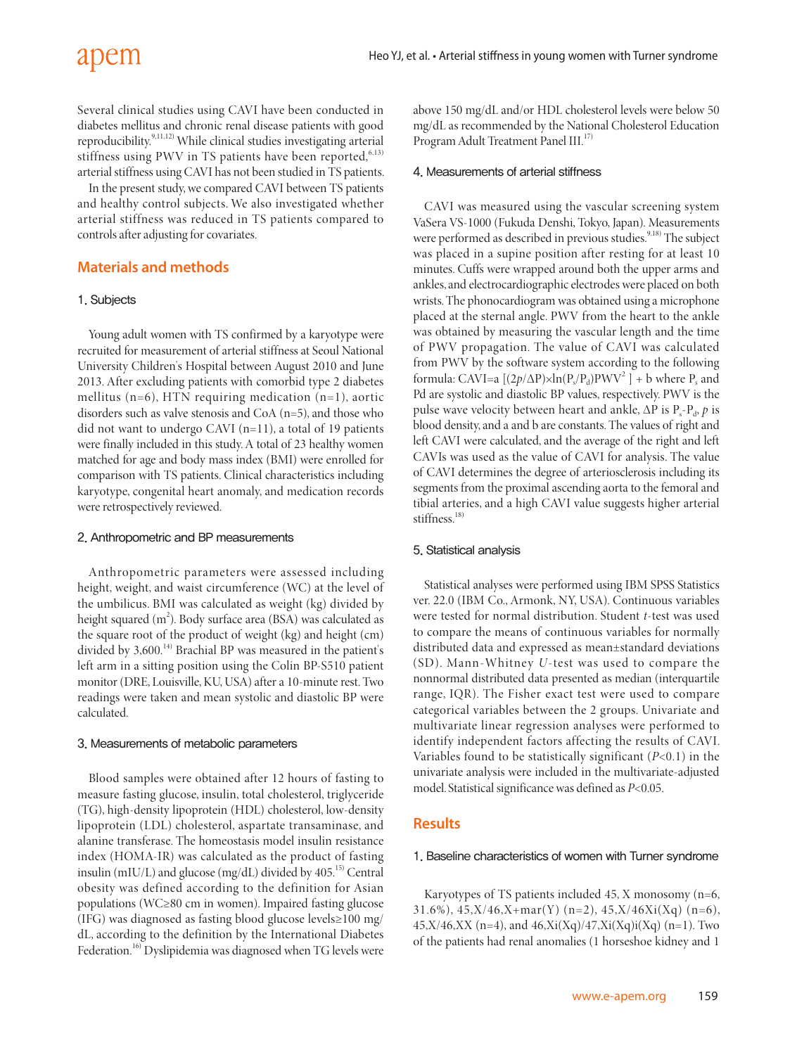Several clinical studies using CAVI have been conducted in diabetes mellitus and chronic renal disease patients with good reproducibility.[9,11,12] While clinical studies investigating arterial stiffness using PWV in TS patients have been reported,[6,13] arterial stiffness using CAVI has not been studied in TS patients.

In the present study, we compared CAVI between TS patients and healthy control subjects. We also investigated whether arterial stiffness was reduced in TS patients compared to controls after adjusting for covariates.

## Materials and methods

### 1. Subjects

Young adult women with TS confirmed by a karyotype were recruited for measurement of arterial stiffness at Seoul National University Children's Hospital between August 2010 and June 2013. After excluding patients with comorbid type 2 diabetes mellitus (n=6), HTN requiring medication (n=1), aortic disorders such as valve stenosis and CoA (n=5), and those who did not want to undergo CAVI (n=11), a total of 19 patients were finally included in this study. A total of 23 healthy women matched for age and body mass index (BMI) were enrolled for comparison with TS patients. Clinical characteristics including karyotype, congenital heart anomaly, and medication records were retrospectively reviewed.

### 2. Anthropometric and BP measurements

Anthropometric parameters were assessed including height, weight, and waist circumference (WC) at the level of the umbilicus. BMI was calculated as weight (kg) divided by height squared ($m^2$). Body surface area (BSA) was calculated as the square root of the product of weight (kg) and height (cm) divided by 3,600.[14] Brachial BP was measured in the patient's left arm in a sitting position using the Colin BP-S510 patient monitor (DRE, Louisville, KU, USA) after a 10-minute rest. Two readings were taken and mean systolic and diastolic BP were calculated.

### 3. Measurements of metabolic parameters

Blood samples were obtained after 12 hours of fasting to measure fasting glucose, insulin, total cholesterol, triglyceride (TG), high-density lipoprotein (HDL) cholesterol, low-density lipoprotein (LDL) cholesterol, aspartate transaminase, and alanine transferase. The homeostasis model insulin resistance index (HOMA-IR) was calculated as the product of fasting insulin (mIU/L) and glucose (mg/dL) divided by 405.[15] Central obesity was defined according to the definition for Asian populations (WC≥80 cm in women). Impaired fasting glucose (IFG) was diagnosed as fasting blood glucose levels≥100 mg/dL, according to the definition by the International Diabetes Federation.[16] Dyslipidemia was diagnosed when TG levels were above 150 mg/dL and/or HDL cholesterol levels were below 50 mg/dL as recommended by the National Cholesterol Education Program Adult Treatment Panel III.[17]

### 4. Measurements of arterial stiffness

CAVI was measured using the vascular screening system VaSera VS-1000 (Fukuda Denshi, Tokyo, Japan). Measurements were performed as described in previous studies.[9,18] The subject was placed in a supine position after resting for at least 10 minutes. Cuffs were wrapped around both the upper arms and ankles, and electrocardiographic electrodes were placed on both wrists. The phonocardiogram was obtained using a microphone placed at the sternal angle. PWV from the heart to the ankle was obtained by measuring the vascular length and the time of PWV propagation. The value of CAVI was calculated from PWV by the software system according to the following formula: $CAVI = a\,[(2p/\Delta P) \times \ln(P_s/P_d)PWV^2] + b$ where $P_s$ and Pd are systolic and diastolic BP values, respectively. PWV is the pulse wave velocity between heart and ankle, $\Delta P$ is $P_s$-$P_d$, $p$ is blood density, and a and b are constants. The values of right and left CAVI were calculated, and the average of the right and left CAVIs was used as the value of CAVI for analysis. The value of CAVI determines the degree of arteriosclerosis including its segments from the proximal ascending aorta to the femoral and tibial arteries, and a high CAVI value suggests higher arterial stiffness.[18]

### 5. Statistical analysis

Statistical analyses were performed using IBM SPSS Statistics ver. 22.0 (IBM Co., Armonk, NY, USA). Continuous variables were tested for normal distribution. Student *t*-test was used to compare the means of continuous variables for normally distributed data and expressed as mean±standard deviations (SD). Mann-Whitney *U*-test was used to compare the nonnormal distributed data presented as median (interquartile range, IQR). The Fisher exact test were used to compare categorical variables between the 2 groups. Univariate and multivariate linear regression analyses were performed to identify independent factors affecting the results of CAVI. Variables found to be statistically significant ($P<0.1$) in the univariate analysis were included in the multivariate-adjusted model. Statistical significance was defined as $P<0.05$.

## Results

### 1. Baseline characteristics of women with Turner syndrome

Karyotypes of TS patients included 45, X monosomy (n=6, 31.6%), 45,X/46,X+mar(Y) (n=2), 45,X/46Xi(Xq) (n=6), 45,X/46,XX (n=4), and 46,Xi(Xq)/47,Xi(Xq)i(Xq) (n=1). Two of the patients had renal anomalies (1 horseshoe kidney and 1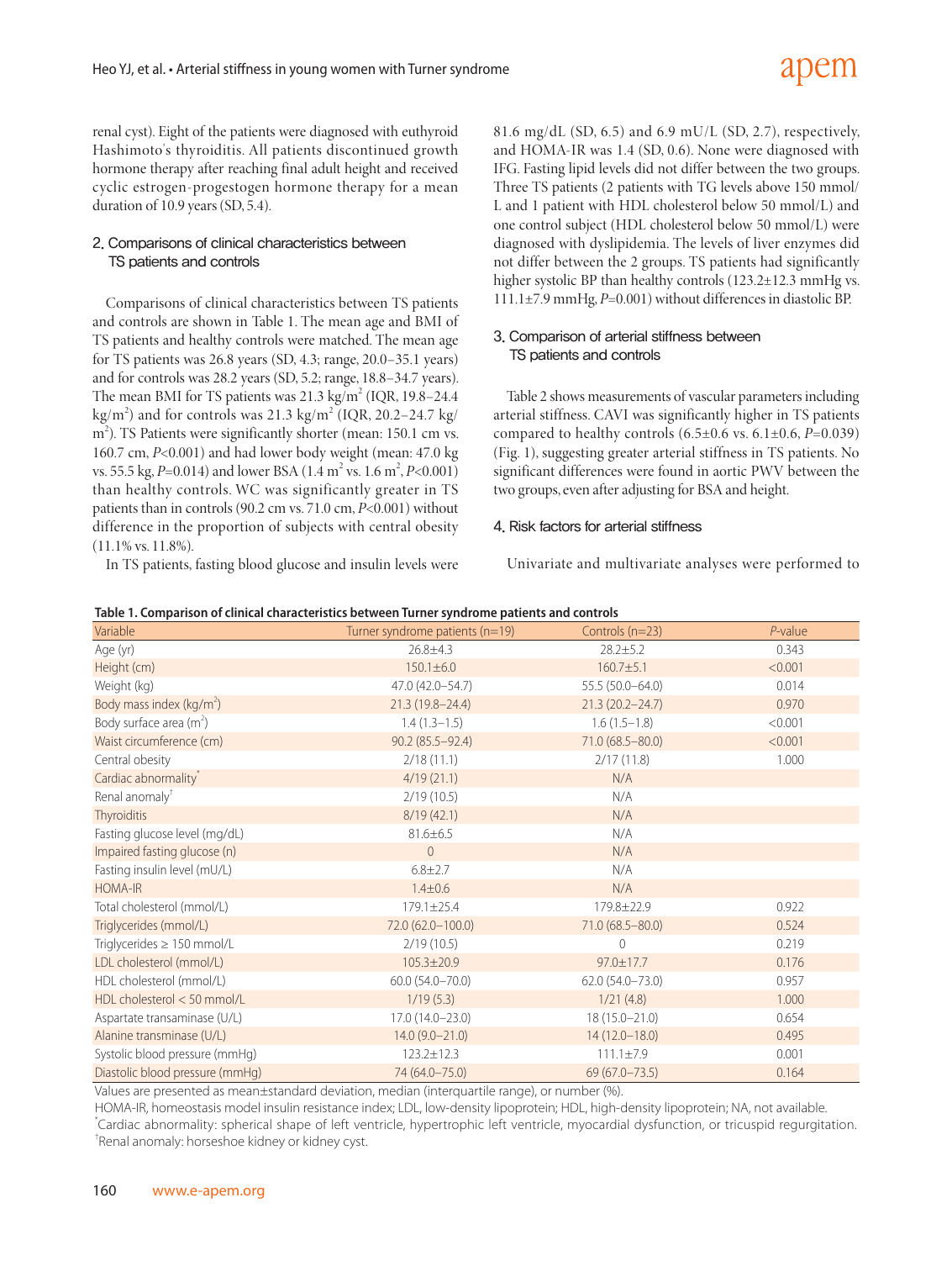renal cyst). Eight of the patients were diagnosed with euthyroid Hashimoto's thyroiditis. All patients discontinued growth hormone therapy after reaching final adult height and received cyclic estrogen-progestogen hormone therapy for a mean duration of 10.9 years (SD, 5.4).

### 2. Comparisons of clinical characteristics between TS patients and controls

Comparisons of clinical characteristics between TS patients and controls are shown in Table 1. The mean age and BMI of TS patients and healthy controls were matched. The mean age for TS patients was 26.8 years (SD, 4.3; range, 20.0–35.1 years) and for controls was 28.2 years (SD, 5.2; range, 18.8–34.7 years). The mean BMI for TS patients was 21.3 kg/m$^2$ (IQR, 19.8–24.4 kg/m$^2$) and for controls was 21.3 kg/m$^2$ (IQR, 20.2–24.7 kg/m$^2$). TS Patients were significantly shorter (mean: 150.1 cm vs. 160.7 cm, $P$<0.001) and had lower body weight (mean: 47.0 kg vs. 55.5 kg, $P$=0.014) and lower BSA (1.4 m$^2$ vs. 1.6 m$^2$, $P$<0.001) than healthy controls. WC was significantly greater in TS patients than in controls (90.2 cm vs. 71.0 cm, $P$<0.001) without difference in the proportion of subjects with central obesity (11.1% vs. 11.8%).

In TS patients, fasting blood glucose and insulin levels were 81.6 mg/dL (SD, 6.5) and 6.9 mU/L (SD, 2.7), respectively, and HOMA-IR was 1.4 (SD, 0.6). None were diagnosed with IFG. Fasting lipid levels did not differ between the two groups. Three TS patients (2 patients with TG levels above 150 mmol/L and 1 patient with HDL cholesterol below 50 mmol/L) and one control subject (HDL cholesterol below 50 mmol/L) were diagnosed with dyslipidemia. The levels of liver enzymes did not differ between the 2 groups. TS patients had significantly higher systolic BP than healthy controls (123.2±12.3 mmHg vs. 111.1±7.9 mmHg, $P$=0.001) without differences in diastolic BP.

### 3. Comparison of arterial stiffness between TS patients and controls

Table 2 shows measurements of vascular parameters including arterial stiffness. CAVI was significantly higher in TS patients compared to healthy controls (6.5±0.6 vs. 6.1±0.6, $P$=0.039) (Fig. 1), suggesting greater arterial stiffness in TS patients. No significant differences were found in aortic PWV between the two groups, even after adjusting for BSA and height.

### 4. Risk factors for arterial stiffness

Univariate and multivariate analyses were performed to

**Table 1. Comparison of clinical characteristics between Turner syndrome patients and controls**

| Variable | Turner syndrome patients (n=19) | Controls (n=23) | $P$-value |
|---|---|---|---|
| Age (yr) | 26.8±4.3 | 28.2±5.2 | 0.343 |
| Height (cm) | 150.1±6.0 | 160.7±5.1 | <0.001 |
| Weight (kg) | 47.0 (42.0–54.7) | 55.5 (50.0–64.0) | 0.014 |
| Body mass index (kg/m$^2$) | 21.3 (19.8–24.4) | 21.3 (20.2–24.7) | 0.970 |
| Body surface area (m$^2$) | 1.4 (1.3–1.5) | 1.6 (1.5–1.8) | <0.001 |
| Waist circumference (cm) | 90.2 (85.5–92.4) | 71.0 (68.5–80.0) | <0.001 |
| Central obesity | 2/18 (11.1) | 2/17 (11.8) | 1.000 |
| Cardiac abnormality* | 4/19 (21.1) | N/A | |
| Renal anomaly† | 2/19 (10.5) | N/A | |
| Thyroiditis | 8/19 (42.1) | N/A | |
| Fasting glucose level (mg/dL) | 81.6±6.5 | N/A | |
| Impaired fasting glucose (n) | 0 | N/A | |
| Fasting insulin level (mU/L) | 6.8±2.7 | N/A | |
| HOMA-IR | 1.4±0.6 | N/A | |
| Total cholesterol (mmol/L) | 179.1±25.4 | 179.8±22.9 | 0.922 |
| Triglycerides (mmol/L) | 72.0 (62.0–100.0) | 71.0 (68.5–80.0) | 0.524 |
| Triglycerides ≥ 150 mmol/L | 2/19 (10.5) | 0 | 0.219 |
| LDL cholesterol (mmol/L) | 105.3±20.9 | 97.0±17.7 | 0.176 |
| HDL cholesterol (mmol/L) | 60.0 (54.0–70.0) | 62.0 (54.0–73.0) | 0.957 |
| HDL cholesterol < 50 mmol/L | 1/19 (5.3) | 1/21 (4.8) | 1.000 |
| Aspartate transaminase (U/L) | 17.0 (14.0–23.0) | 18 (15.0–21.0) | 0.654 |
| Alanine transminase (U/L) | 14.0 (9.0–21.0) | 14 (12.0–18.0) | 0.495 |
| Systolic blood pressure (mmHg) | 123.2±12.3 | 111.1±7.9 | 0.001 |
| Diastolic blood pressure (mmHg) | 74 (64.0–75.0) | 69 (67.0–73.5) | 0.164 |

Values are presented as mean±standard deviation, median (interquartile range), or number (%).

HOMA-IR, homeostasis model insulin resistance index; LDL, low-density lipoprotein; HDL, high-density lipoprotein; NA, not available.

*Cardiac abnormality: spherical shape of left ventricle, hypertrophic left ventricle, myocardial dysfunction, or tricuspid regurgitation.

†Renal anomaly: horseshoe kidney or kidney cyst.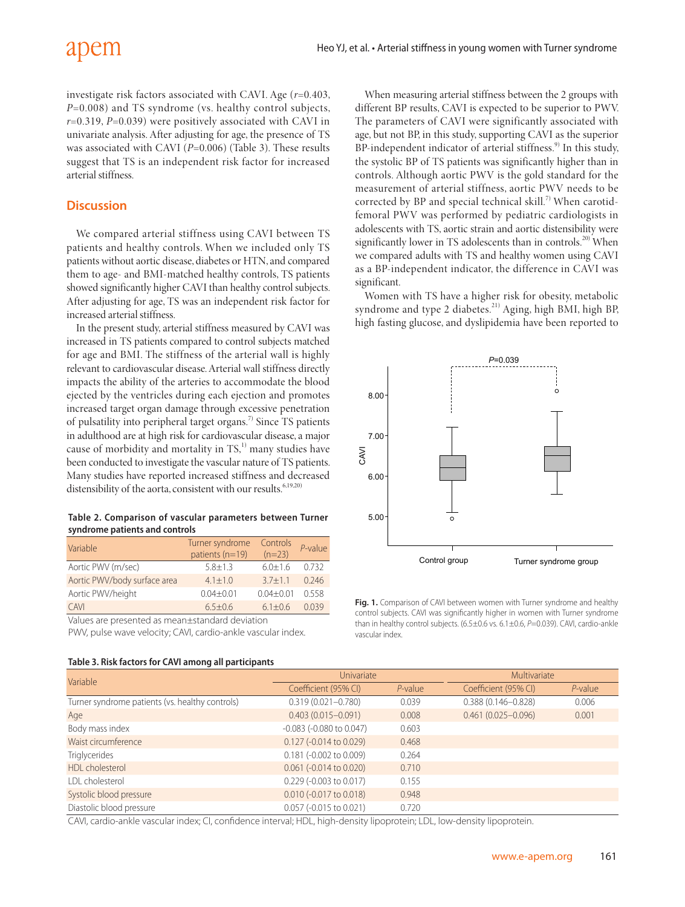investigate risk factors associated with CAVI. Age (*r*=0.403, *P*=0.008) and TS syndrome (vs. healthy control subjects, *r*=0.319, *P*=0.039) were positively associated with CAVI in univariate analysis. After adjusting for age, the presence of TS was associated with CAVI (*P*=0.006) (Table 3). These results suggest that TS is an independent risk factor for increased arterial stiffness.

## Discussion

We compared arterial stiffness using CAVI between TS patients and healthy controls. When we included only TS patients without aortic disease, diabetes or HTN, and compared them to age- and BMI-matched healthy controls, TS patients showed significantly higher CAVI than healthy control subjects. After adjusting for age, TS was an independent risk factor for increased arterial stiffness.

In the present study, arterial stiffness measured by CAVI was increased in TS patients compared to control subjects matched for age and BMI. The stiffness of the arterial wall is highly relevant to cardiovascular disease. Arterial wall stiffness directly impacts the ability of the arteries to accommodate the blood ejected by the ventricles during each ejection and promotes increased target organ damage through excessive penetration of pulsatility into peripheral target organs.[7] Since TS patients in adulthood are at high risk for cardiovascular disease, a major cause of morbidity and mortality in TS,[1] many studies have been conducted to investigate the vascular nature of TS patients. Many studies have reported increased stiffness and decreased distensibility of the aorta, consistent with our results.[6,19,20]

**Table 2. Comparison of vascular parameters between Turner syndrome patients and controls**

| Variable | Turner syndrome patients (n=19) | Controls (n=23) | *P*-value |
|---|---|---|---|
| Aortic PWV (m/sec) | 5.8±1.3 | 6.0±1.6 | 0.732 |
| Aortic PWV/body surface area | 4.1±1.0 | 3.7±1.1 | 0.246 |
| Aortic PWV/height | 0.04±0.01 | 0.04±0.01 | 0.558 |
| CAVI | 6.5±0.6 | 6.1±0.6 | 0.039 |

Values are presented as mean±standard deviation

PWV, pulse wave velocity; CAVI, cardio-ankle vascular index.

When measuring arterial stiffness between the 2 groups with different BP results, CAVI is expected to be superior to PWV. The parameters of CAVI were significantly associated with age, but not BP, in this study, supporting CAVI as the superior BP-independent indicator of arterial stiffness.[9] In this study, the systolic BP of TS patients was significantly higher than in controls. Although aortic PWV is the gold standard for the measurement of arterial stiffness, aortic PWV needs to be corrected by BP and special technical skill.[7] When carotid-femoral PWV was performed by pediatric cardiologists in adolescents with TS, aortic strain and aortic distensibility were significantly lower in TS adolescents than in controls.[20] When we compared adults with TS and healthy women using CAVI as a BP-independent indicator, the difference in CAVI was significant.

Women with TS have a higher risk for obesity, metabolic syndrome and type 2 diabetes.[21] Aging, high BMI, high BP, high fasting glucose, and dyslipidemia have been reported to

**Fig. 1.** Comparison of CAVI between women with Turner syndrome and healthy control subjects. CAVI was significantly higher in women with Turner syndrome than in healthy control subjects. (6.5±0.6 vs. 6.1±0.6, *P*=0.039). CAVI, cardio-ankle vascular index.

**Table 3. Risk factors for CAVI among all participants**

| Variable | Univariate | | Multivariate | |
|---|---|---|---|---|
| | Coefficient (95% CI) | *P*-value | Coefficient (95% CI) | *P*-value |
| Turner syndrome patients (vs. healthy controls) | 0.319 (0.021–0.780) | 0.039 | 0.388 (0.146–0.828) | 0.006 |
| Age | 0.403 (0.015–0.091) | 0.008 | 0.461 (0.025–0.096) | 0.001 |
| Body mass index | -0.083 (-0.080 to 0.047) | 0.603 | | |
| Waist circumference | 0.127 (-0.014 to 0.029) | 0.468 | | |
| Triglycerides | 0.181 (-0.002 to 0.009) | 0.264 | | |
| HDL cholesterol | 0.061 (-0.014 to 0.020) | 0.710 | | |
| LDL cholesterol | 0.229 (-0.003 to 0.017) | 0.155 | | |
| Systolic blood pressure | 0.010 (-0.017 to 0.018) | 0.948 | | |
| Diastolic blood pressure | 0.057 (-0.015 to 0.021) | 0.720 | | |

CAVI, cardio-ankle vascular index; CI, confidence interval; HDL, high-density lipoprotein; LDL, low-density lipoprotein.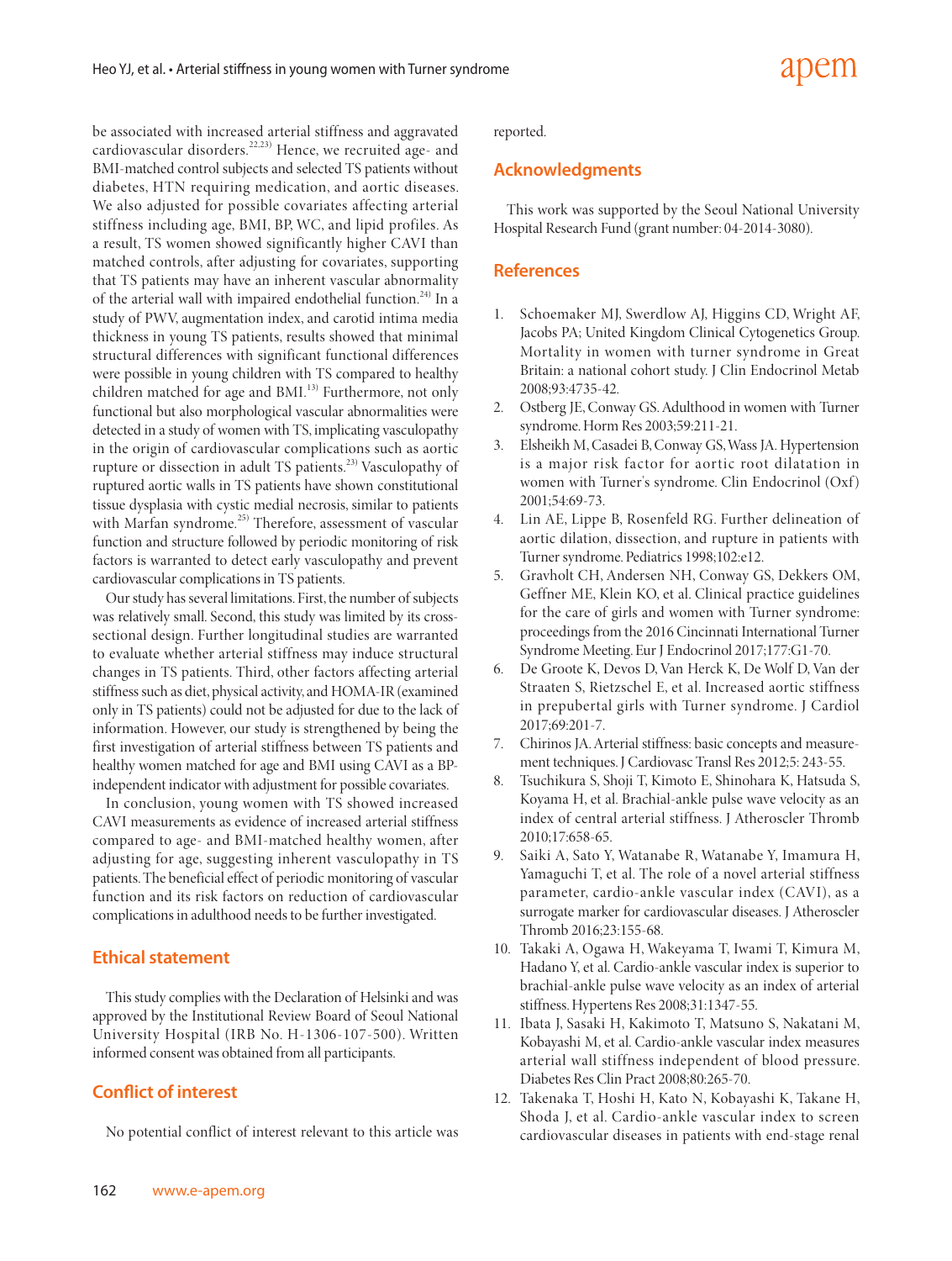be associated with increased arterial stiffness and aggravated cardiovascular disorders.[22,23] Hence, we recruited age- and BMI-matched control subjects and selected TS patients without diabetes, HTN requiring medication, and aortic diseases. We also adjusted for possible covariates affecting arterial stiffness including age, BMI, BP, WC, and lipid profiles. As a result, TS women showed significantly higher CAVI than matched controls, after adjusting for covariates, supporting that TS patients may have an inherent vascular abnormality of the arterial wall with impaired endothelial function.[24] In a study of PWV, augmentation index, and carotid intima media thickness in young TS patients, results showed that minimal structural differences with significant functional differences were possible in young children with TS compared to healthy children matched for age and BMI.[13] Furthermore, not only functional but also morphological vascular abnormalities were detected in a study of women with TS, implicating vasculopathy in the origin of cardiovascular complications such as aortic rupture or dissection in adult TS patients.[23] Vasculopathy of ruptured aortic walls in TS patients have shown constitutional tissue dysplasia with cystic medial necrosis, similar to patients with Marfan syndrome.[25] Therefore, assessment of vascular function and structure followed by periodic monitoring of risk factors is warranted to detect early vasculopathy and prevent cardiovascular complications in TS patients.

Our study has several limitations. First, the number of subjects was relatively small. Second, this study was limited by its cross-sectional design. Further longitudinal studies are warranted to evaluate whether arterial stiffness may induce structural changes in TS patients. Third, other factors affecting arterial stiffness such as diet, physical activity, and HOMA-IR (examined only in TS patients) could not be adjusted for due to the lack of information. However, our study is strengthened by being the first investigation of arterial stiffness between TS patients and healthy women matched for age and BMI using CAVI as a BP-independent indicator with adjustment for possible covariates.

In conclusion, young women with TS showed increased CAVI measurements as evidence of increased arterial stiffness compared to age- and BMI-matched healthy women, after adjusting for age, suggesting inherent vasculopathy in TS patients. The beneficial effect of periodic monitoring of vascular function and its risk factors on reduction of cardiovascular complications in adulthood needs to be further investigated.

## Ethical statement

This study complies with the Declaration of Helsinki and was approved by the Institutional Review Board of Seoul National University Hospital (IRB No. H-1306-107-500). Written informed consent was obtained from all participants.

## Conflict of interest

No potential conflict of interest relevant to this article was reported.

## Acknowledgments

This work was supported by the Seoul National University Hospital Research Fund (grant number: 04-2014-3080).

## References

1. Schoemaker MJ, Swerdlow AJ, Higgins CD, Wright AF, Jacobs PA; United Kingdom Clinical Cytogenetics Group. Mortality in women with turner syndrome in Great Britain: a national cohort study. J Clin Endocrinol Metab 2008;93:4735-42.
2. Ostberg JE, Conway GS. Adulthood in women with Turner syndrome. Horm Res 2003;59:211-21.
3. Elsheikh M, Casadei B, Conway GS, Wass JA. Hypertension is a major risk factor for aortic root dilatation in women with Turner's syndrome. Clin Endocrinol (Oxf) 2001;54:69-73.
4. Lin AE, Lippe B, Rosenfeld RG. Further delineation of aortic dilation, dissection, and rupture in patients with Turner syndrome. Pediatrics 1998;102:e12.
5. Gravholt CH, Andersen NH, Conway GS, Dekkers OM, Geffner ME, Klein KO, et al. Clinical practice guidelines for the care of girls and women with Turner syndrome: proceedings from the 2016 Cincinnati International Turner Syndrome Meeting. Eur J Endocrinol 2017;177:G1-70.
6. De Groote K, Devos D, Van Herck K, De Wolf D, Van der Straaten S, Rietzschel E, et al. Increased aortic stiffness in prepubertal girls with Turner syndrome. J Cardiol 2017;69:201-7.
7. Chirinos JA. Arterial stiffness: basic concepts and measurement techniques. J Cardiovasc Transl Res 2012;5: 243-55.
8. Tsuchikura S, Shoji T, Kimoto E, Shinohara K, Hatsuda S, Koyama H, et al. Brachial-ankle pulse wave velocity as an index of central arterial stiffness. J Atheroscler Thromb 2010;17:658-65.
9. Saiki A, Sato Y, Watanabe R, Watanabe Y, Imamura H, Yamaguchi T, et al. The role of a novel arterial stiffness parameter, cardio-ankle vascular index (CAVI), as a surrogate marker for cardiovascular diseases. J Atheroscler Thromb 2016;23:155-68.
10. Takaki A, Ogawa H, Wakeyama T, Iwami T, Kimura M, Hadano Y, et al. Cardio-ankle vascular index is superior to brachial-ankle pulse wave velocity as an index of arterial stiffness. Hypertens Res 2008;31:1347-55.
11. Ibata J, Sasaki H, Kakimoto T, Matsuno S, Nakatani M, Kobayashi M, et al. Cardio-ankle vascular index measures arterial wall stiffness independent of blood pressure. Diabetes Res Clin Pract 2008;80:265-70.
12. Takenaka T, Hoshi H, Kato N, Kobayashi K, Takane H, Shoda J, et al. Cardio-ankle vascular index to screen cardiovascular diseases in patients with end-stage renal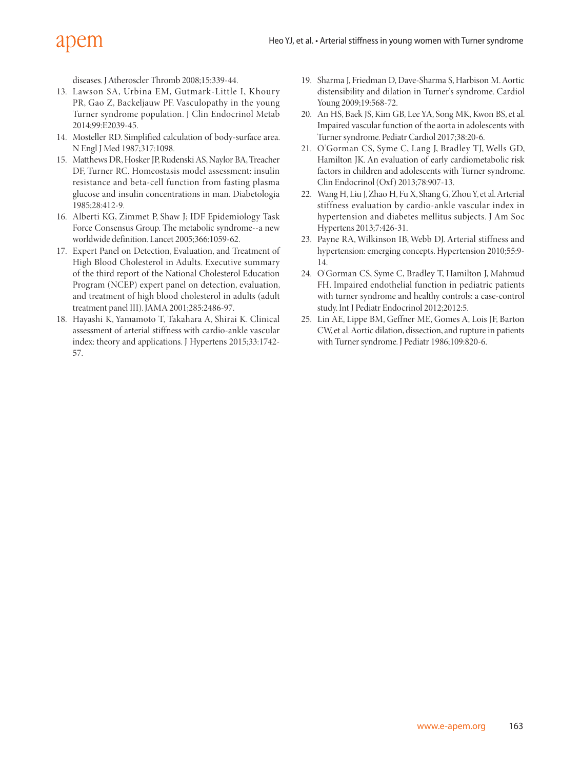diseases. J Atheroscler Thromb 2008;15:339-44.

13. Lawson SA, Urbina EM, Gutmark-Little I, Khoury PR, Gao Z, Backeljauw PF. Vasculopathy in the young Turner syndrome population. J Clin Endocrinol Metab 2014;99:E2039-45.
14. Mosteller RD. Simplified calculation of body-surface area. N Engl J Med 1987;317:1098.
15. Matthews DR, Hosker JP, Rudenski AS, Naylor BA, Treacher DF, Turner RC. Homeostasis model assessment: insulin resistance and beta-cell function from fasting plasma glucose and insulin concentrations in man. Diabetologia 1985;28:412-9.
16. Alberti KG, Zimmet P, Shaw J; IDF Epidemiology Task Force Consensus Group. The metabolic syndrome--a new worldwide definition. Lancet 2005;366:1059-62.
17. Expert Panel on Detection, Evaluation, and Treatment of High Blood Cholesterol in Adults. Executive summary of the third report of the National Cholesterol Education Program (NCEP) expert panel on detection, evaluation, and treatment of high blood cholesterol in adults (adult treatment panel III). JAMA 2001;285:2486-97.
18. Hayashi K, Yamamoto T, Takahara A, Shirai K. Clinical assessment of arterial stiffness with cardio-ankle vascular index: theory and applications. J Hypertens 2015;33:1742-57.
19. Sharma J, Friedman D, Dave-Sharma S, Harbison M. Aortic distensibility and dilation in Turner's syndrome. Cardiol Young 2009;19:568-72.
20. An HS, Baek JS, Kim GB, Lee YA, Song MK, Kwon BS, et al. Impaired vascular function of the aorta in adolescents with Turner syndrome. Pediatr Cardiol 2017;38:20-6.
21. O'Gorman CS, Syme C, Lang J, Bradley TJ, Wells GD, Hamilton JK. An evaluation of early cardiometabolic risk factors in children and adolescents with Turner syndrome. Clin Endocrinol (Oxf) 2013;78:907-13.
22. Wang H, Liu J, Zhao H, Fu X, Shang G, Zhou Y, et al. Arterial stiffness evaluation by cardio-ankle vascular index in hypertension and diabetes mellitus subjects. J Am Soc Hypertens 2013;7:426-31.
23. Payne RA, Wilkinson IB, Webb DJ. Arterial stiffness and hypertension: emerging concepts. Hypertension 2010;55:9-14.
24. O'Gorman CS, Syme C, Bradley T, Hamilton J, Mahmud FH. Impaired endothelial function in pediatric patients with turner syndrome and healthy controls: a case-control study. Int J Pediatr Endocrinol 2012;2012:5.
25. Lin AE, Lippe BM, Geffner ME, Gomes A, Lois JF, Barton CW, et al. Aortic dilation, dissection, and rupture in patients with Turner syndrome. J Pediatr 1986;109:820-6.